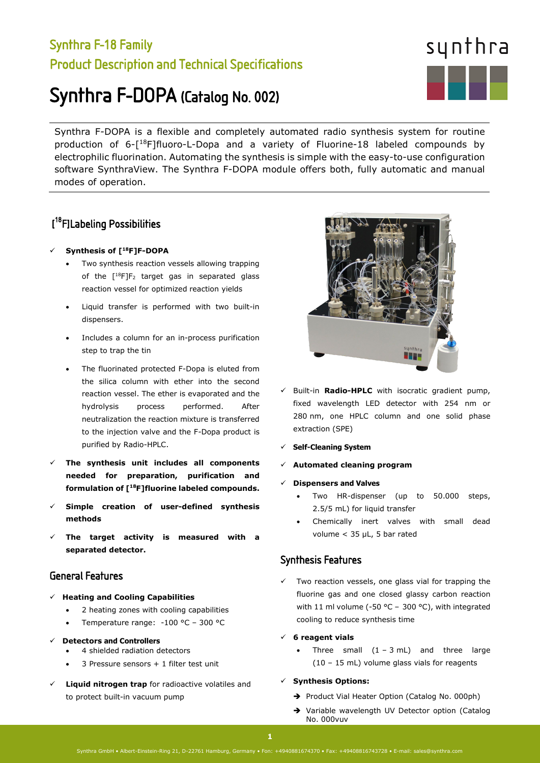# Synthra F-18 Family

## Product Description and Technical Specifications

# Synthra F-DOPA (Catalog No. 002)

Synthra F-DOPA is a flexible and completely automated radio synthesis system for routine production of 6-[$^{18}$F]fluoro-L-Dopa and a variety of Fluorine-18 labeled compounds by electrophilic fluorination. Automating the synthesis is simple with the easy-to-use configuration software SynthraView. The Synthra F-DOPA module offers both, fully automatic and manual modes of operation.

## [$^{18}$F]Labeling Possibilities

- ✓ **Synthesis of [$^{18}$F]F-DOPA**
  - Two synthesis reaction vessels allowing trapping of the [$^{18}$F]$F_2$ target gas in separated glass reaction vessel for optimized reaction yields
  - Liquid transfer is performed with two built-in dispensers.
  - Includes a column for an in-process purification step to trap the tin
  - The fluorinated protected F-Dopa is eluted from the silica column with ether into the second reaction vessel. The ether is evaporated and the hydrolysis process performed. After neutralization the reaction mixture is transferred to the injection valve and the F-Dopa product is purified by Radio-HPLC.
- ✓ **The synthesis unit includes all components needed for preparation, purification and formulation of [$^{18}$F]fluorine labeled compounds.**
- ✓ **Simple creation of user-defined synthesis methods**
- ✓ **The target activity is measured with a separated detector.**

## General Features

- ✓ **Heating and Cooling Capabilities**
  - 2 heating zones with cooling capabilities
  - Temperature range: -100 °C – 300 °C
- ✓ **Detectors and Controllers**
  - 4 shielded radiation detectors
  - 3 Pressure sensors + 1 filter test unit
- ✓ **Liquid nitrogen trap** for radioactive volatiles and to protect built-in vacuum pump
- ✓ Built-in **Radio-HPLC** with isocratic gradient pump, fixed wavelength LED detector with 254 nm or 280 nm, one HPLC column and one solid phase extraction (SPE)
- ✓ **Self-Cleaning System**
- ✓ **Automated cleaning program**
- ✓ **Dispensers and Valves**
  - Two HR-dispenser (up to 50.000 steps, 2.5/5 mL) for liquid transfer
  - Chemically inert valves with small dead volume < 35 µL, 5 bar rated

## Synthesis Features

- ✓ Two reaction vessels, one glass vial for trapping the fluorine gas and one closed glassy carbon reaction with 11 ml volume (-50 °C – 300 °C), with integrated cooling to reduce synthesis time
- ✓ **6 reagent vials**
  - Three small (1 – 3 mL) and three large (10 – 15 mL) volume glass vials for reagents
- ✓ **Synthesis Options:**
  - ➔ Product Vial Heater Option (Catalog No. 000ph)
  - ➔ Variable wavelength UV Detector option (Catalog No. 000vuv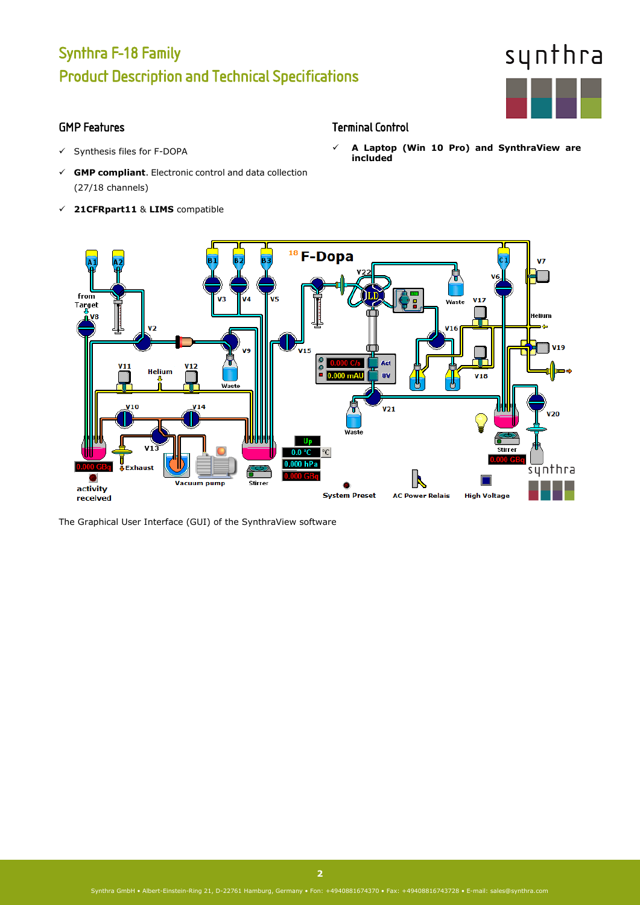# Synthra F-18 Family
## Product Description and Technical Specifications

### GMP Features

- ✓ Synthesis files for F-DOPA
- ✓ **GMP compliant**. Electronic control and data collection (27/18 channels)
- ✓ **21CFRpart11** & **LIMS** compatible

### Terminal Control

- ✓ **A Laptop (Win 10 Pro) and SynthraView are included**

The Graphical User Interface (GUI) of the SynthraView software